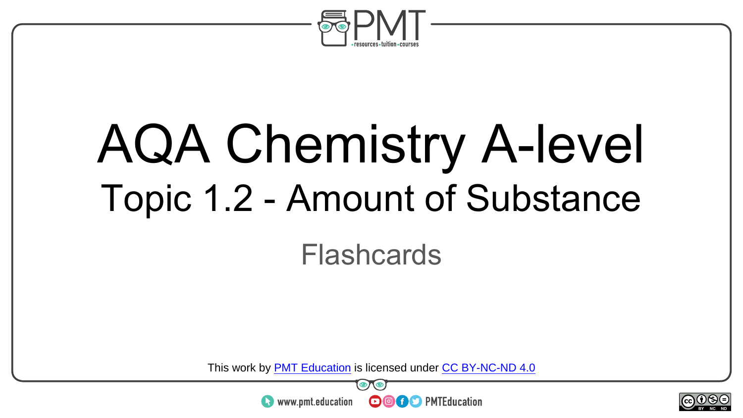# AQA Chemistry A-level

## Topic 1.2 - Amount of Substance

Flashcards

This work by PMT Education is licensed under CC BY-NC-ND 4.0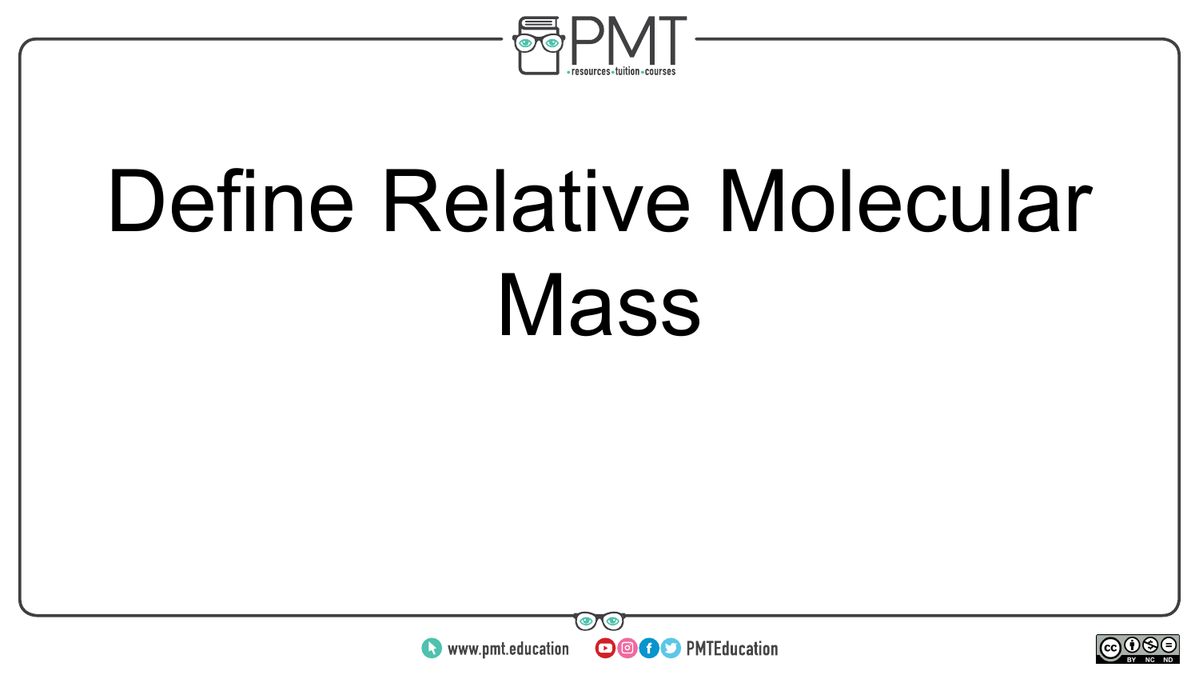# Define Relative Molecular Mass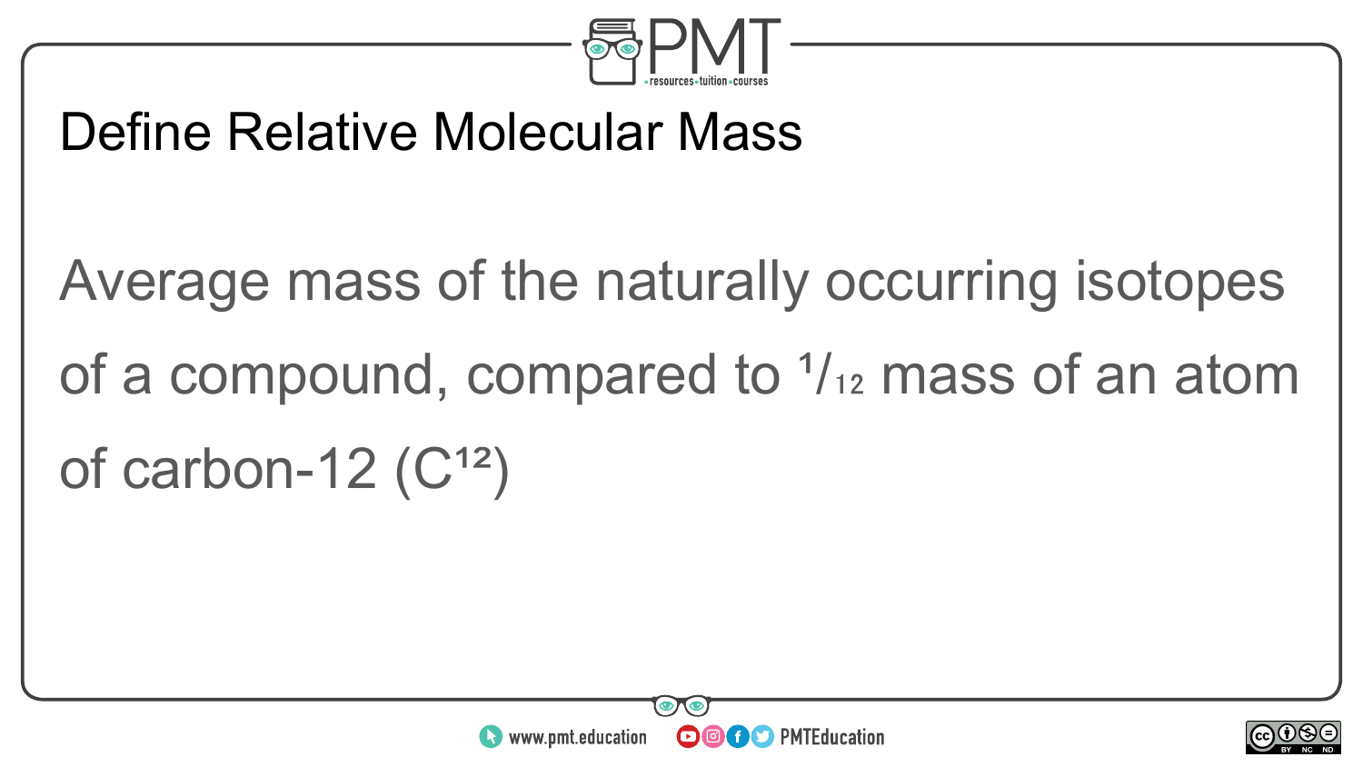# Define Relative Molecular Mass

Average mass of the naturally occurring isotopes of a compound, compared to $^1/_{12}$ mass of an atom of carbon-12 ($C^{12}$)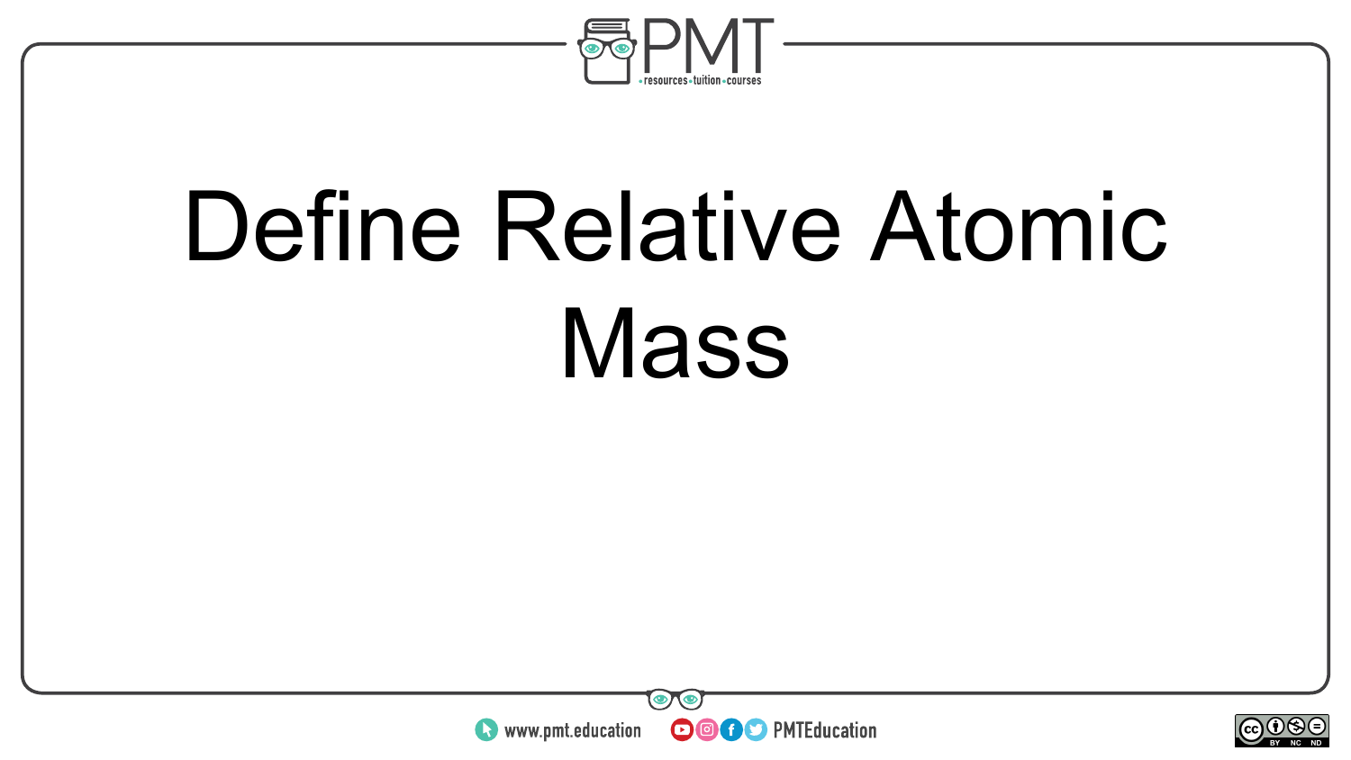# Define Relative Atomic Mass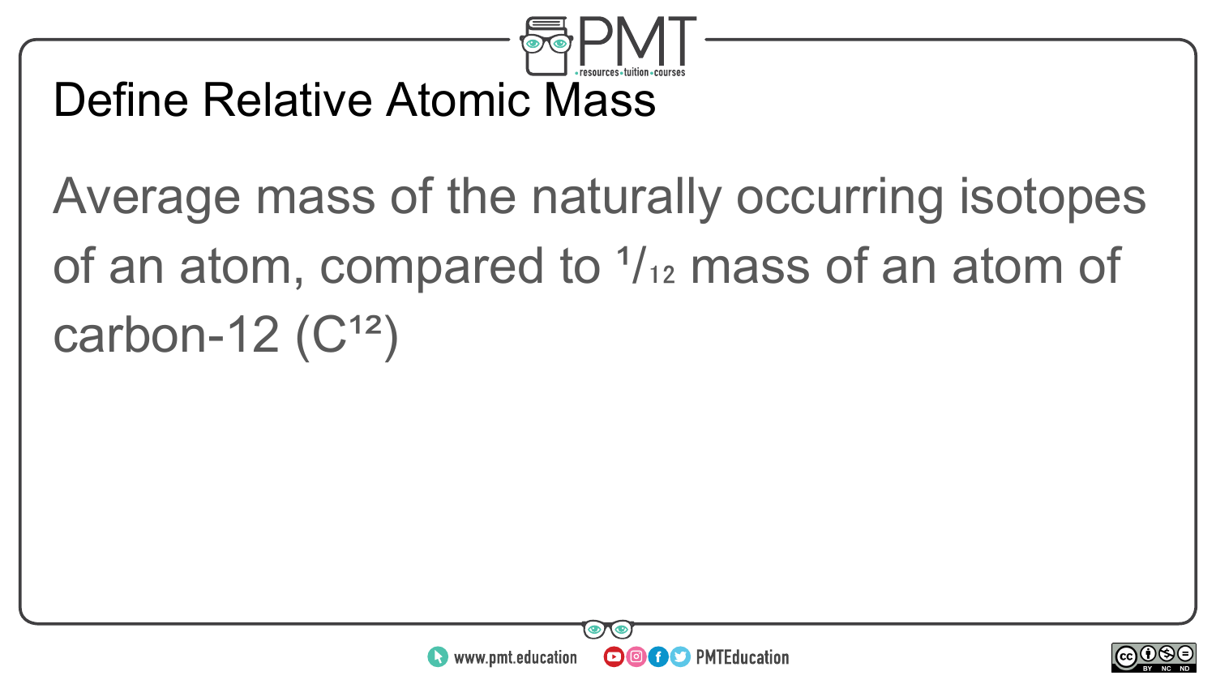# Define Relative Atomic Mass

Average mass of the naturally occurring isotopes of an atom, compared to $^1/_{12}$ mass of an atom of carbon-12 ($C^{12}$)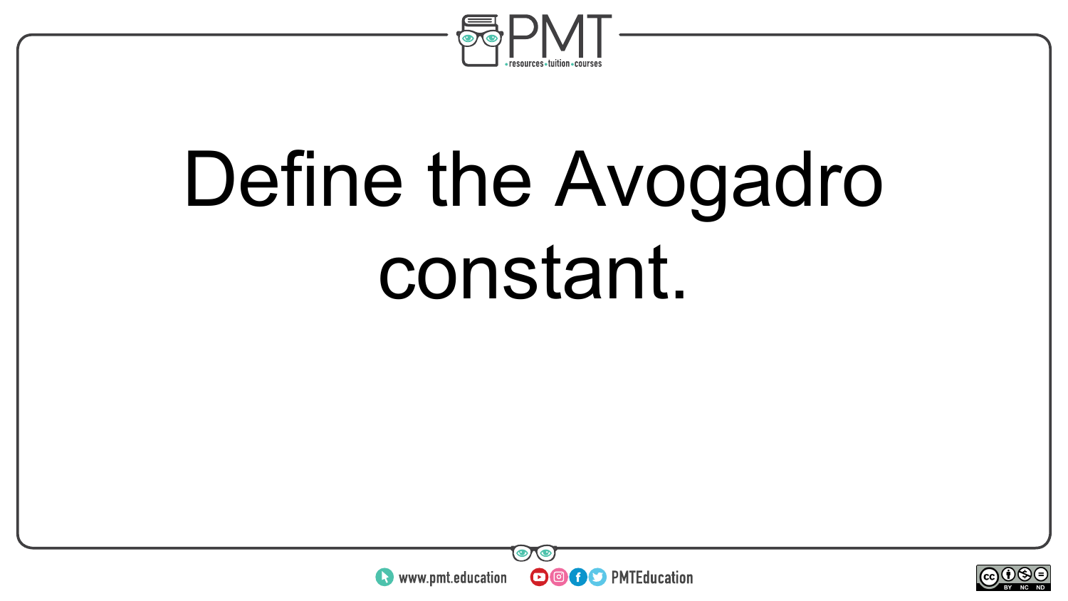Define the Avogadro constant.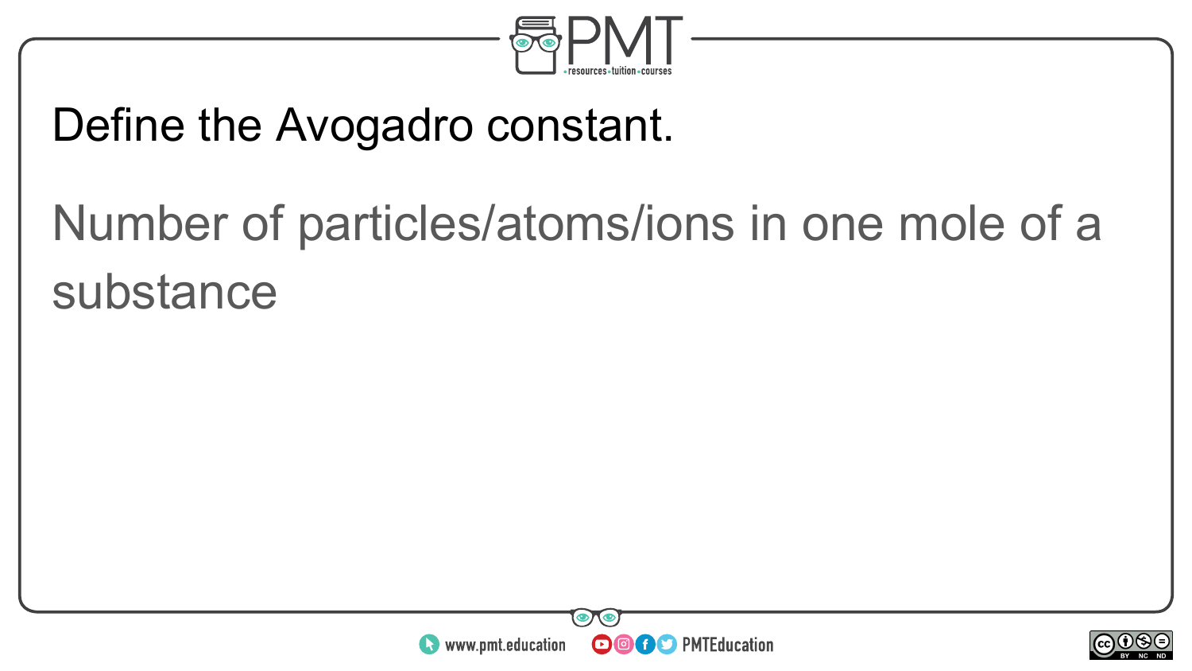Define the Avogadro constant.

Number of particles/atoms/ions in one mole of a substance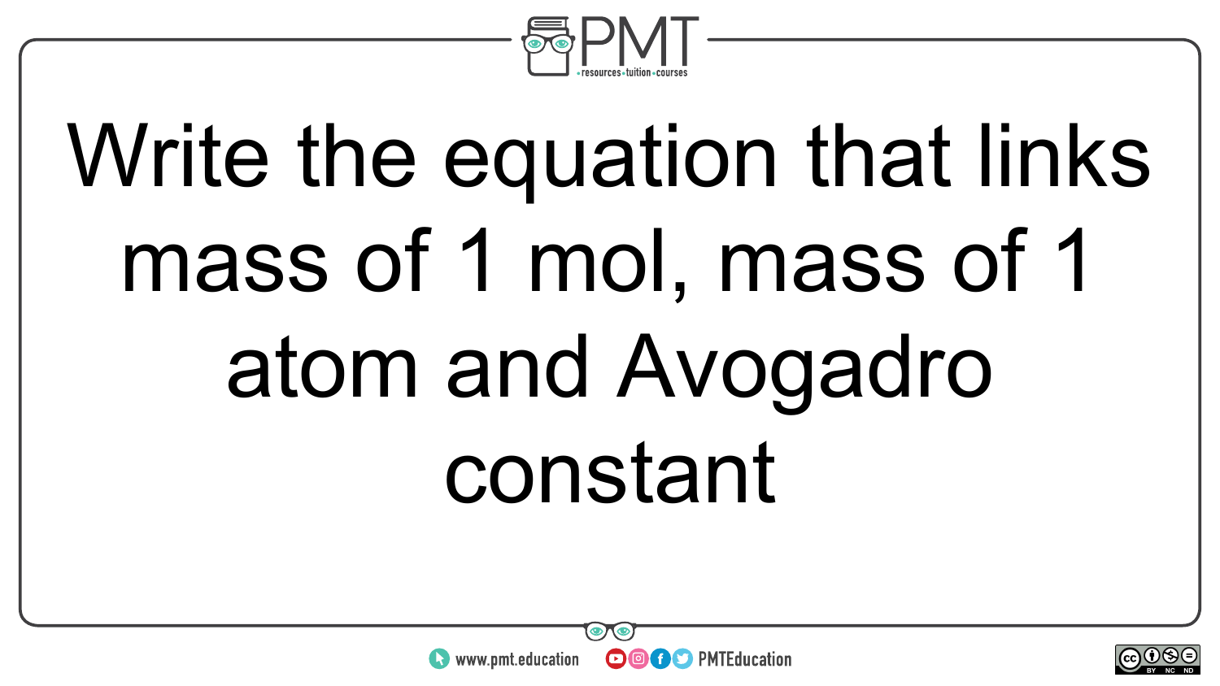Write the equation that links mass of 1 mol, mass of 1 atom and Avogadro constant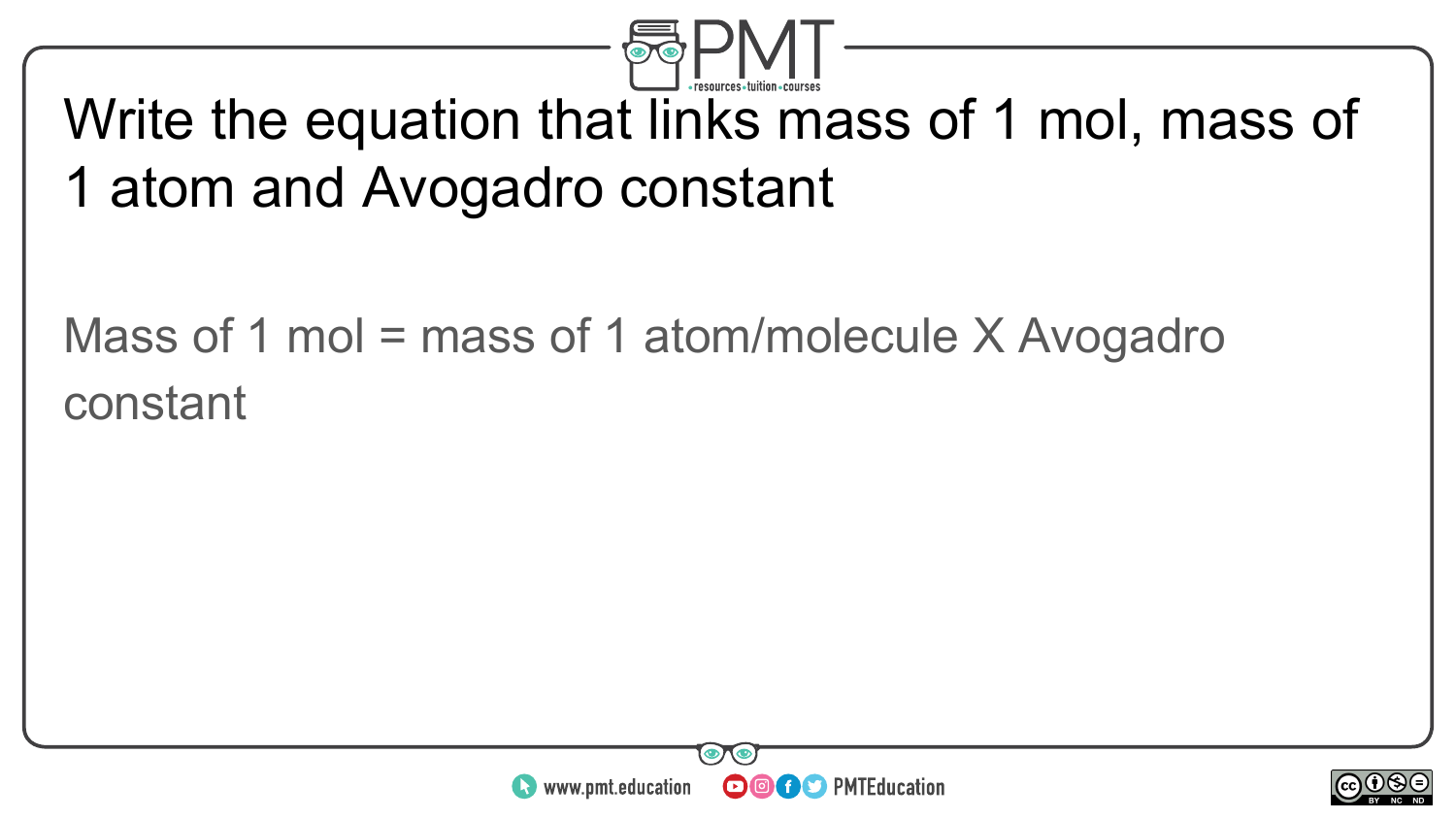# Write the equation that links mass of 1 mol, mass of 1 atom and Avogadro constant

Mass of 1 mol = mass of 1 atom/molecule X Avogadro constant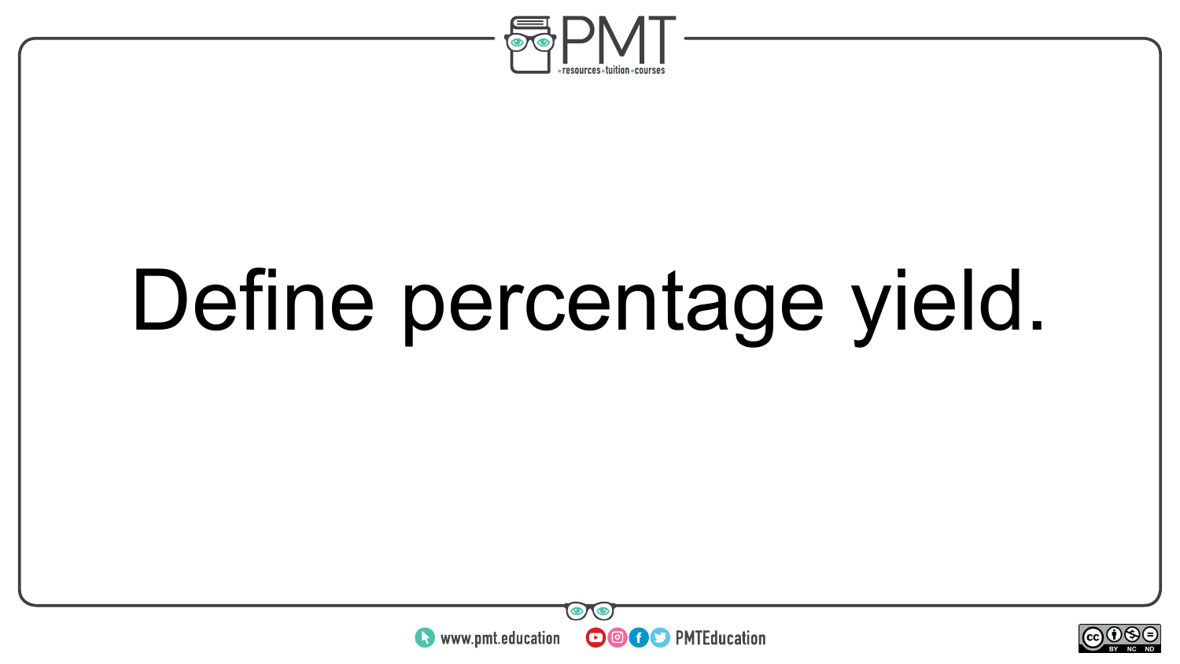Define percentage yield.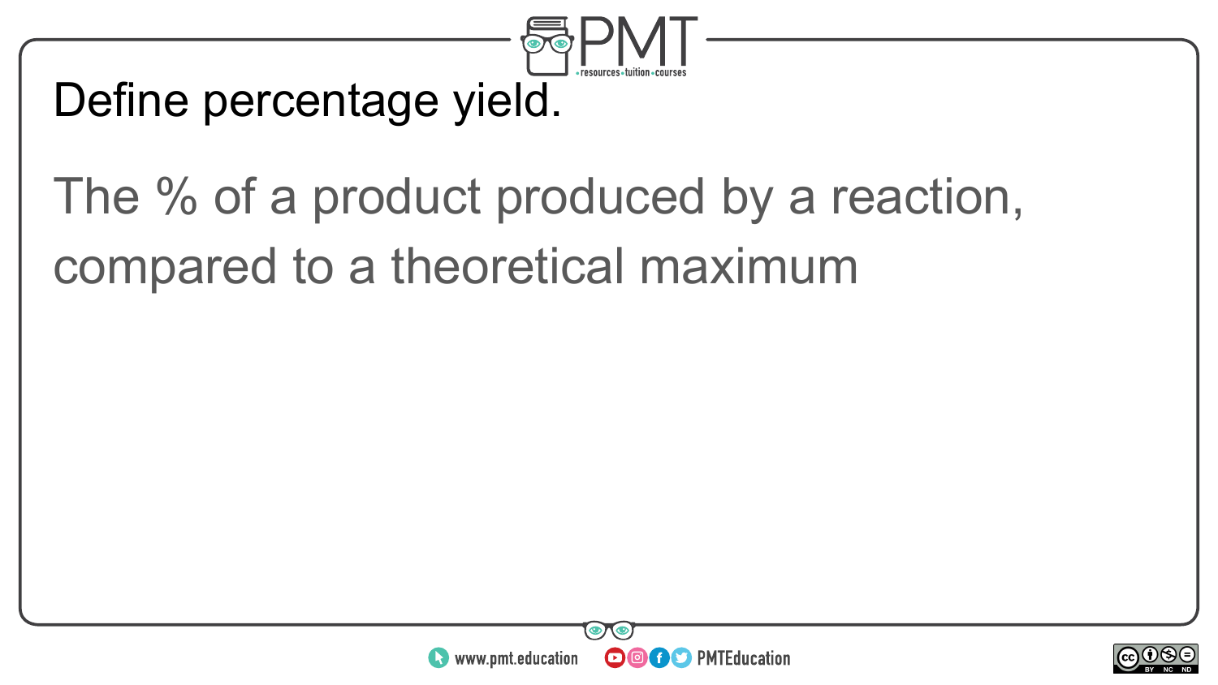Define percentage yield.

The % of a product produced by a reaction, compared to a theoretical maximum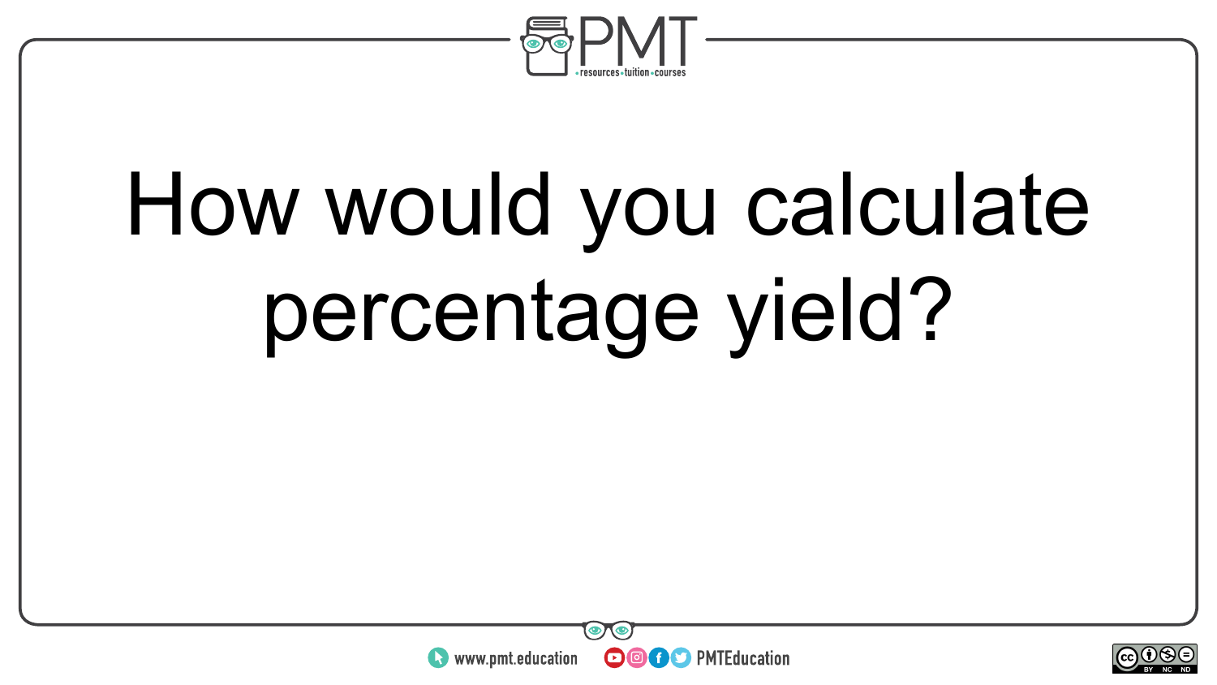# How would you calculate percentage yield?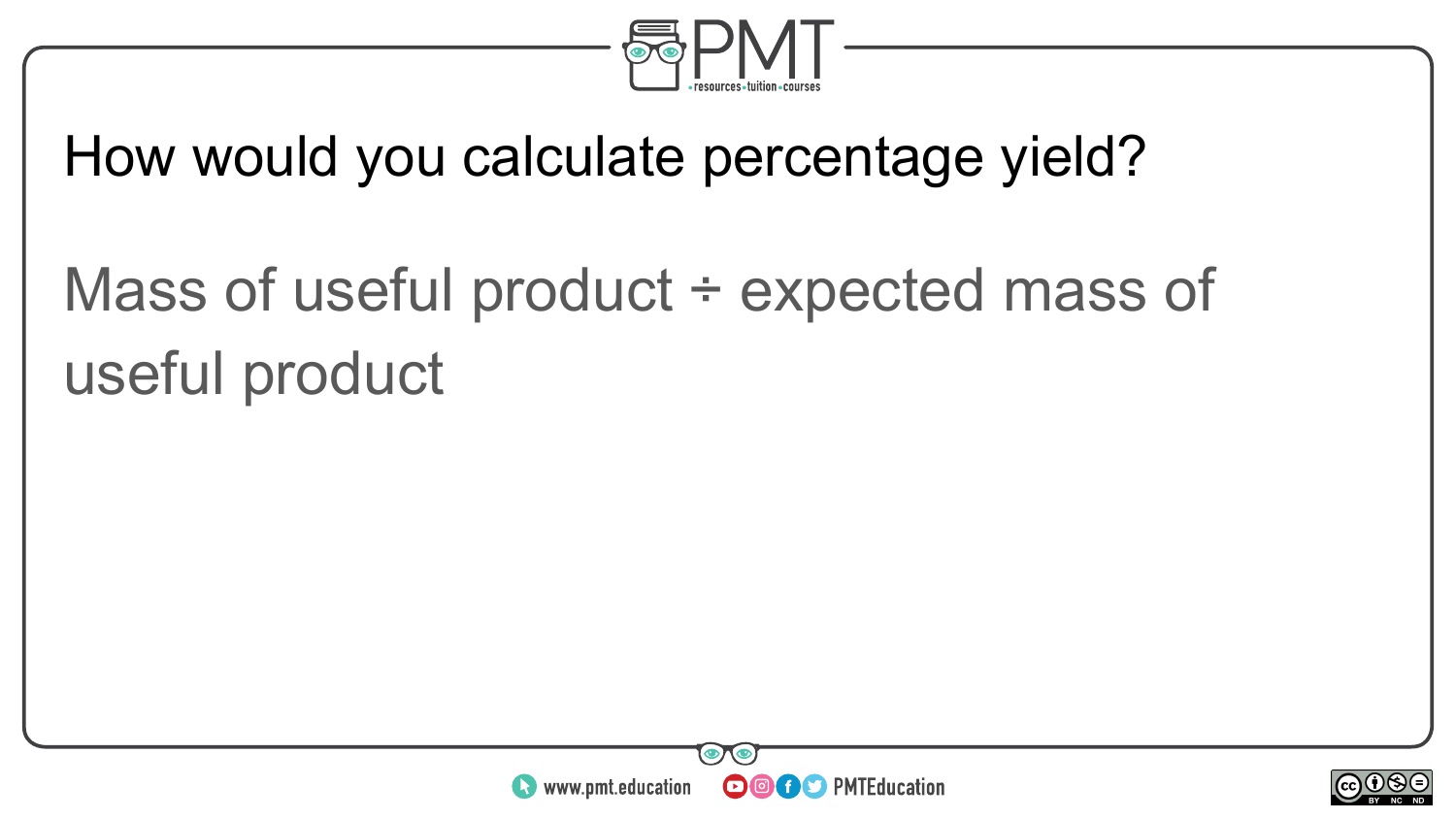How would you calculate percentage yield?

Mass of useful product ÷ expected mass of useful product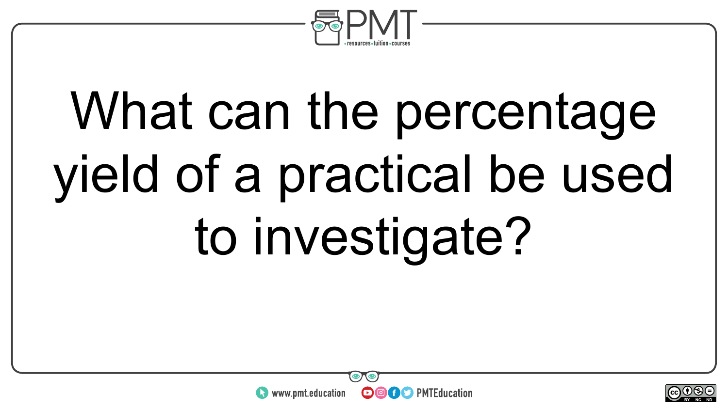What can the percentage yield of a practical be used to investigate?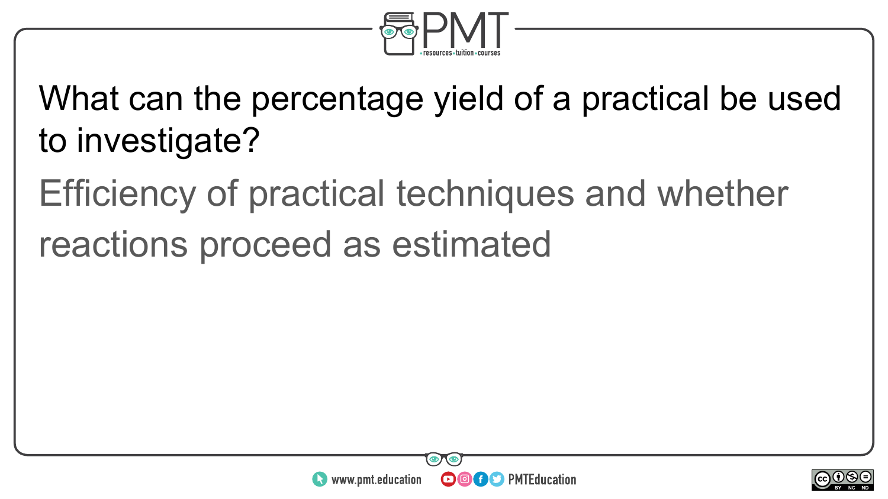What can the percentage yield of a practical be used to investigate?

Efficiency of practical techniques and whether reactions proceed as estimated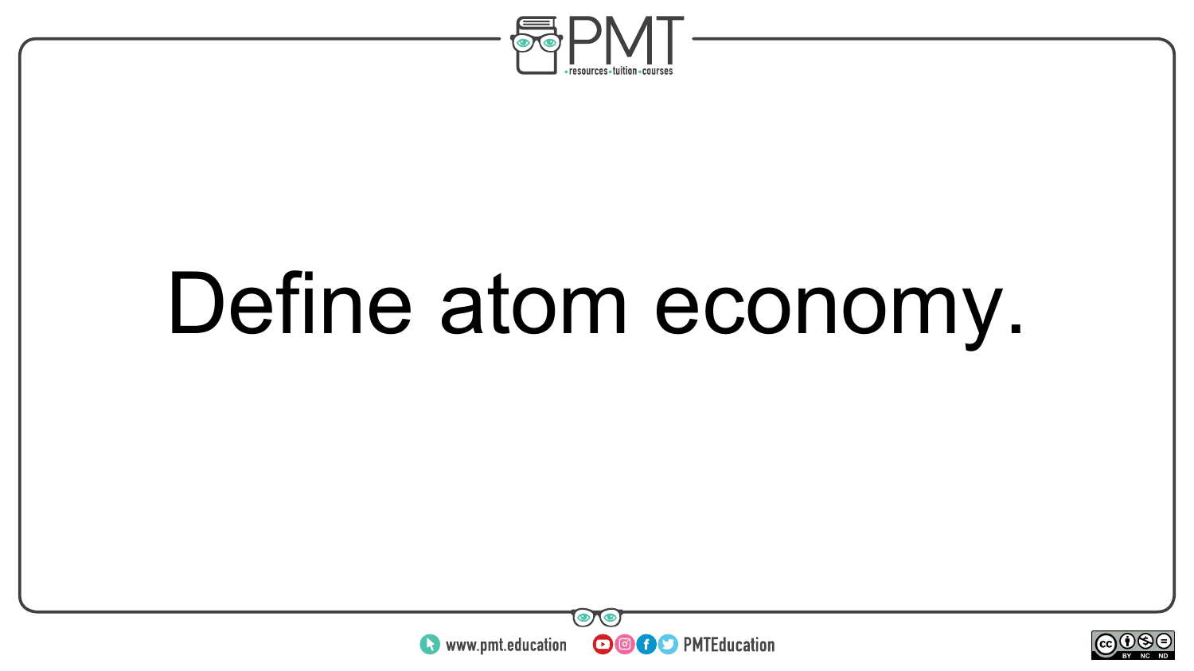Define atom economy.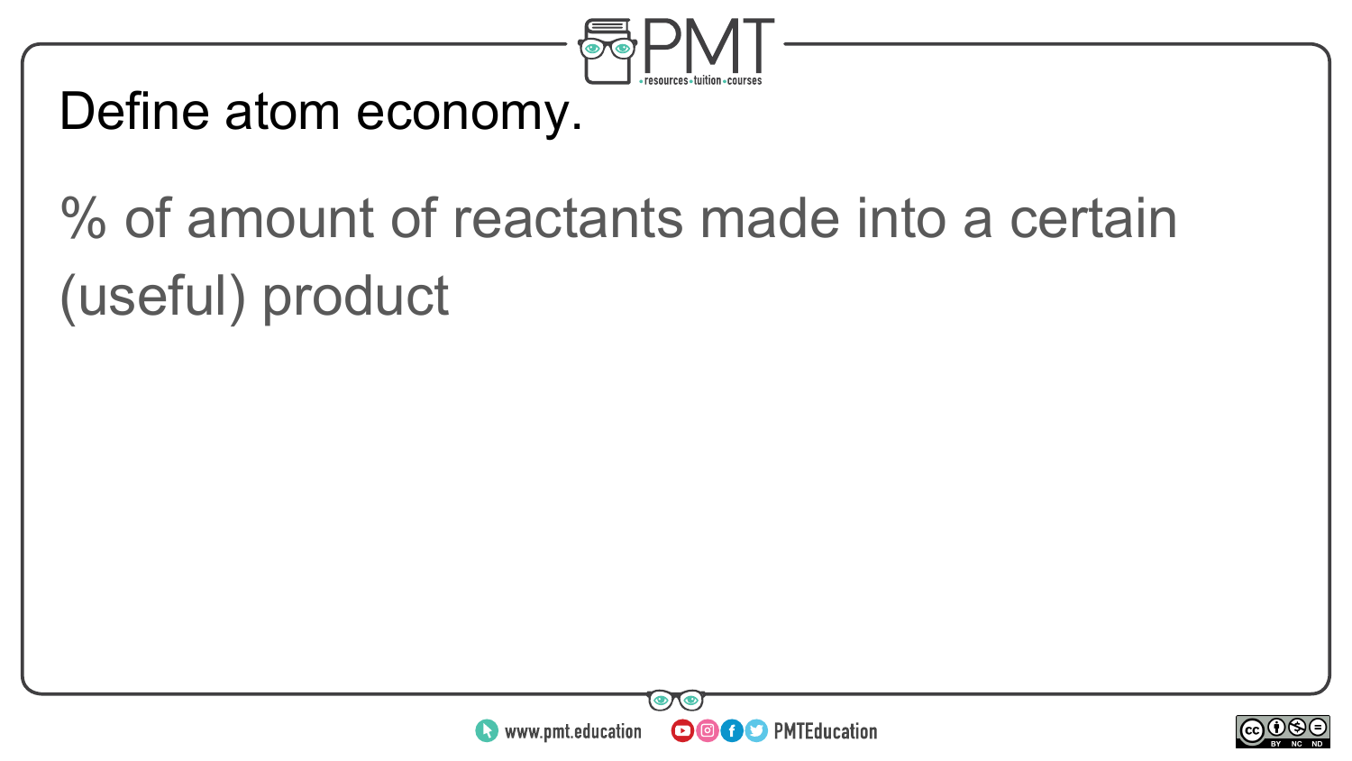Define atom economy.

% of amount of reactants made into a certain (useful) product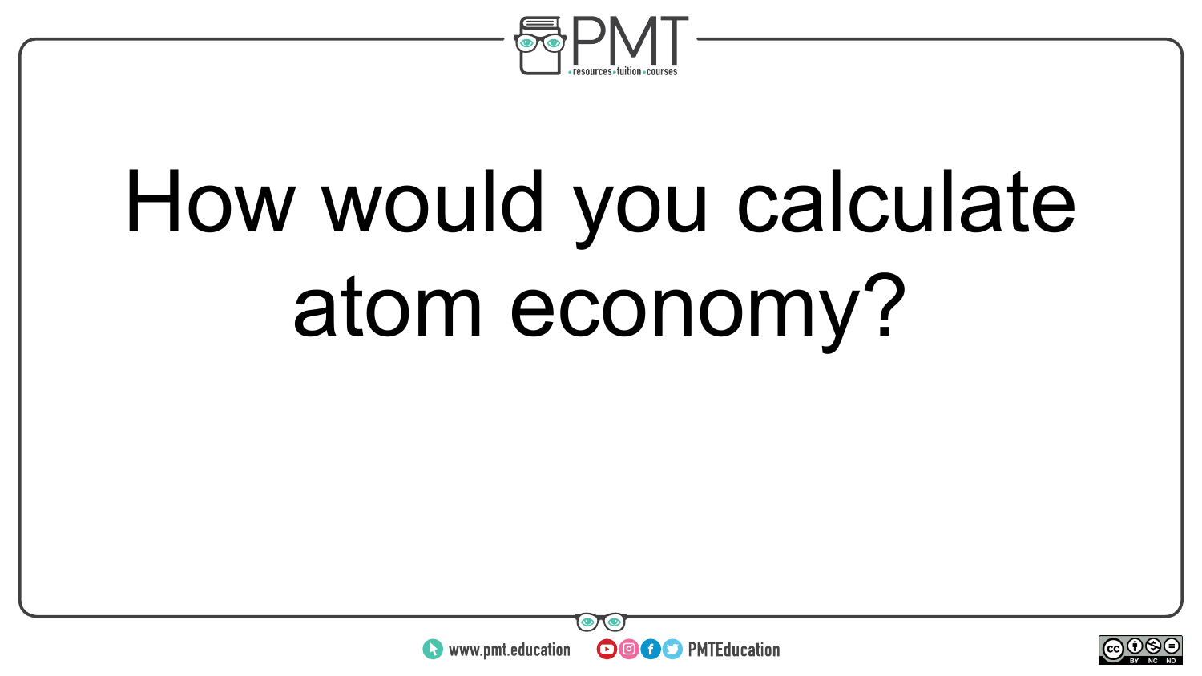# How would you calculate atom economy?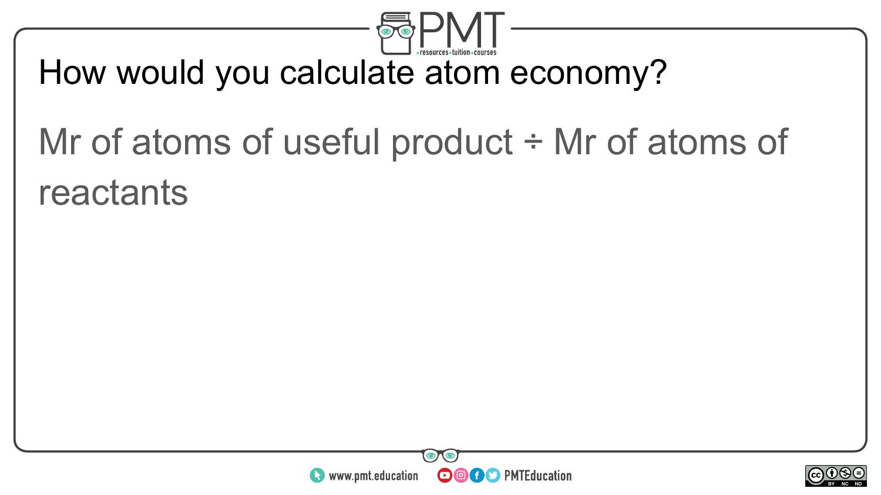How would you calculate atom economy?

Mr of atoms of useful product ÷ Mr of atoms of reactants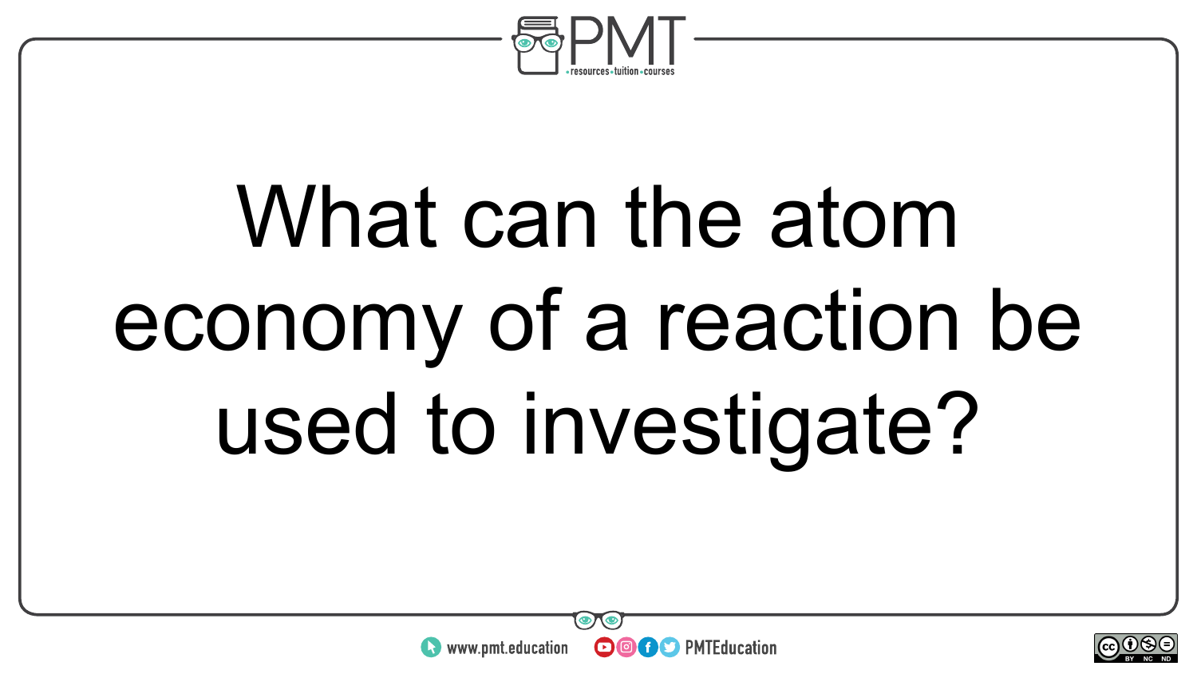What can the atom economy of a reaction be used to investigate?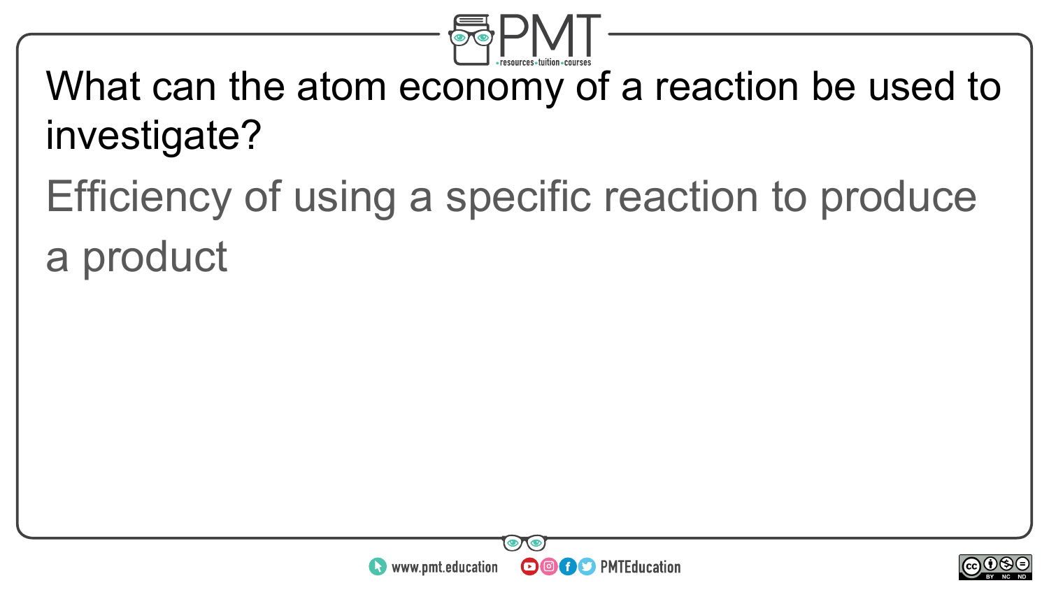What can the atom economy of a reaction be used to investigate?

Efficiency of using a specific reaction to produce a product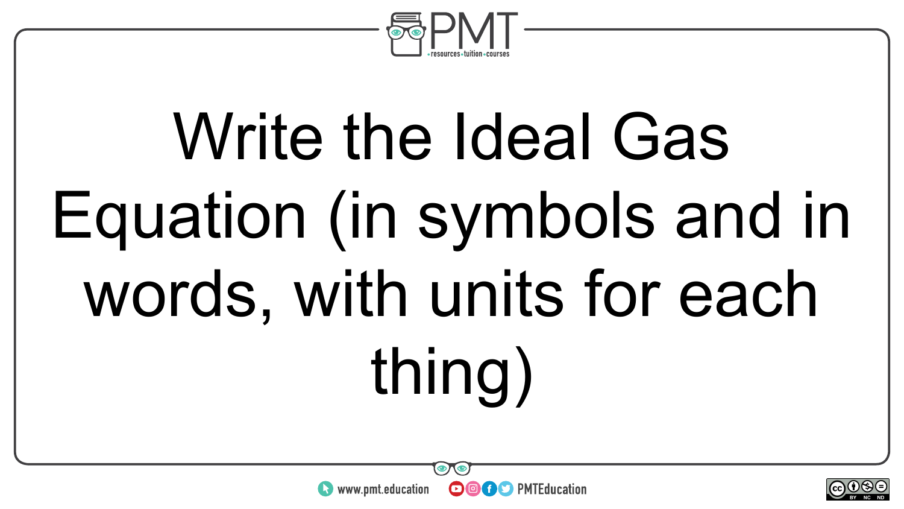Write the Ideal Gas Equation (in symbols and in words, with units for each thing)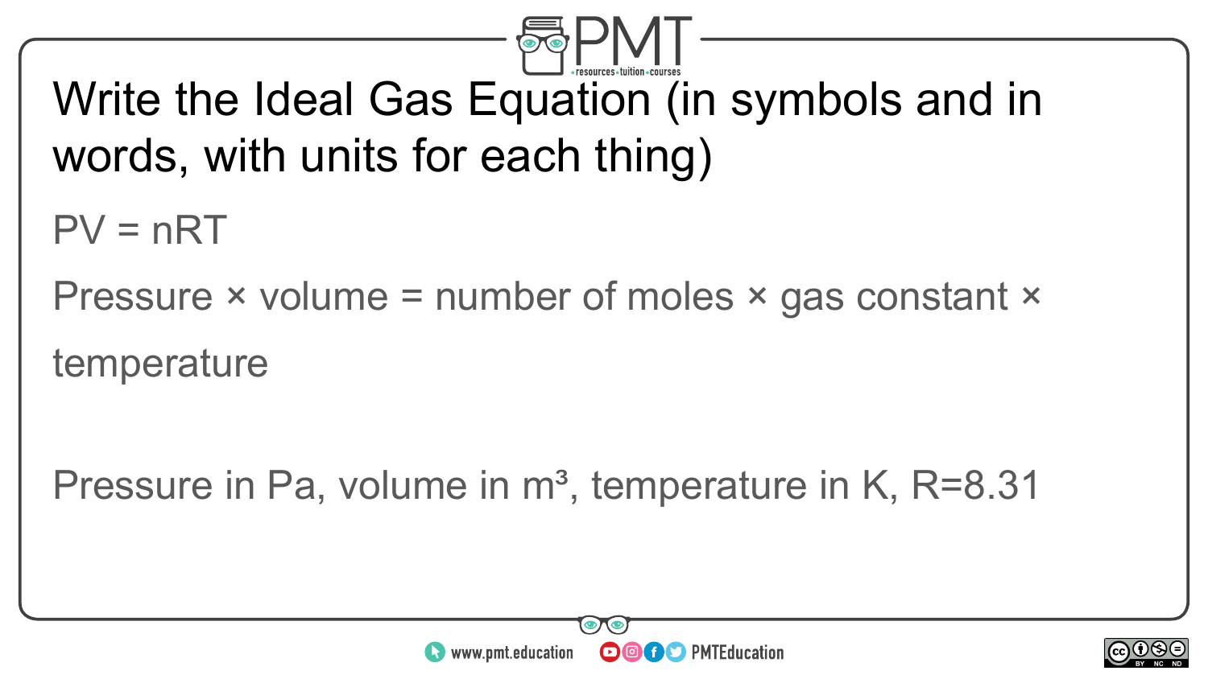# Write the Ideal Gas Equation (in symbols and in words, with units for each thing)

$PV = nRT$

Pressure × volume = number of moles × gas constant × temperature

Pressure in Pa, volume in $m^3$, temperature in K, $R=8.31$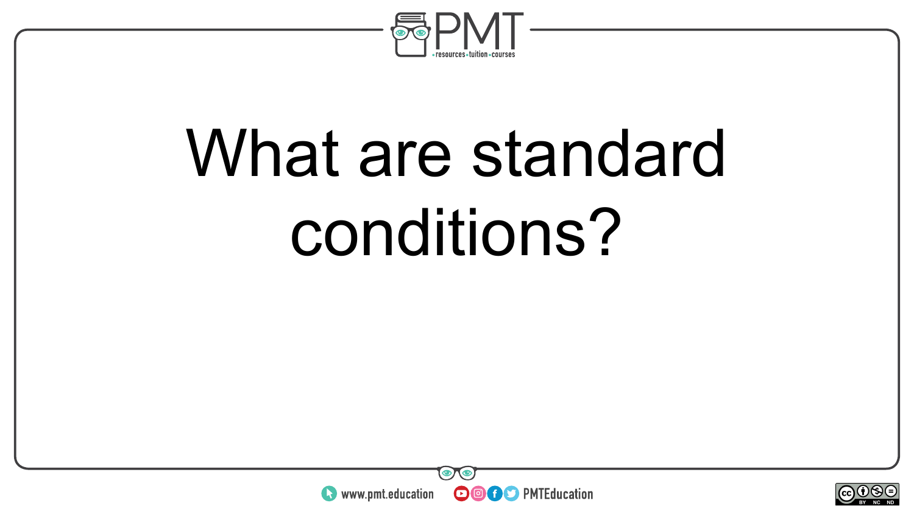# What are standard conditions?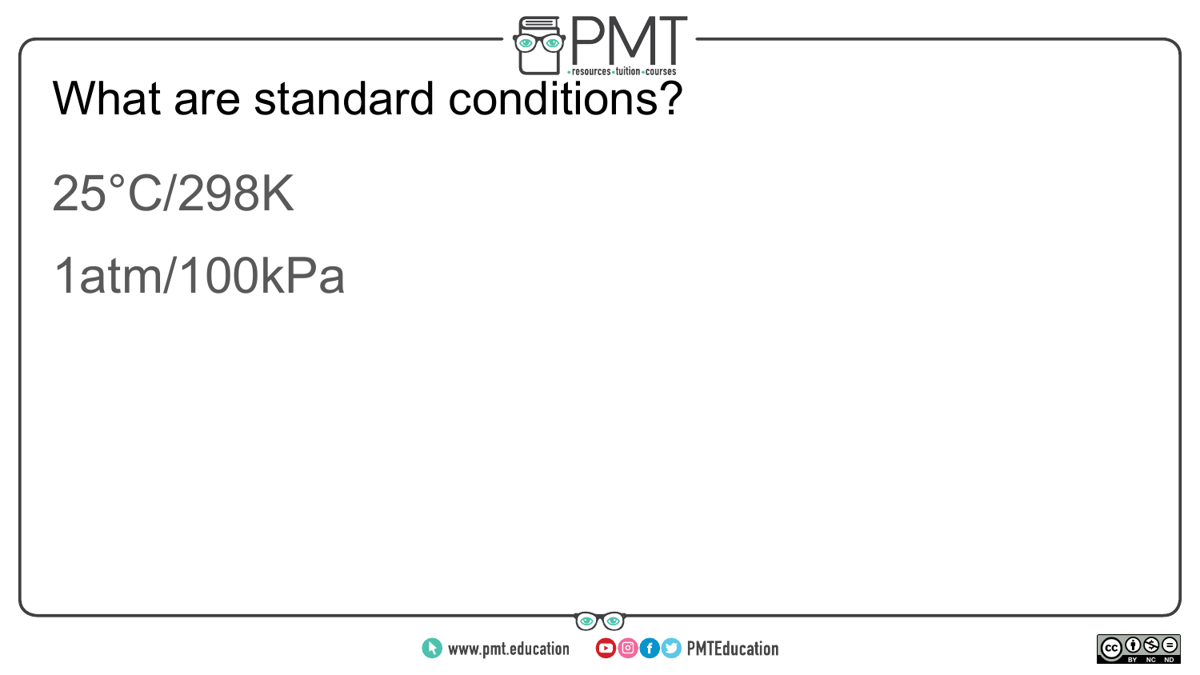# What are standard conditions?

25°C/298K

1atm/100kPa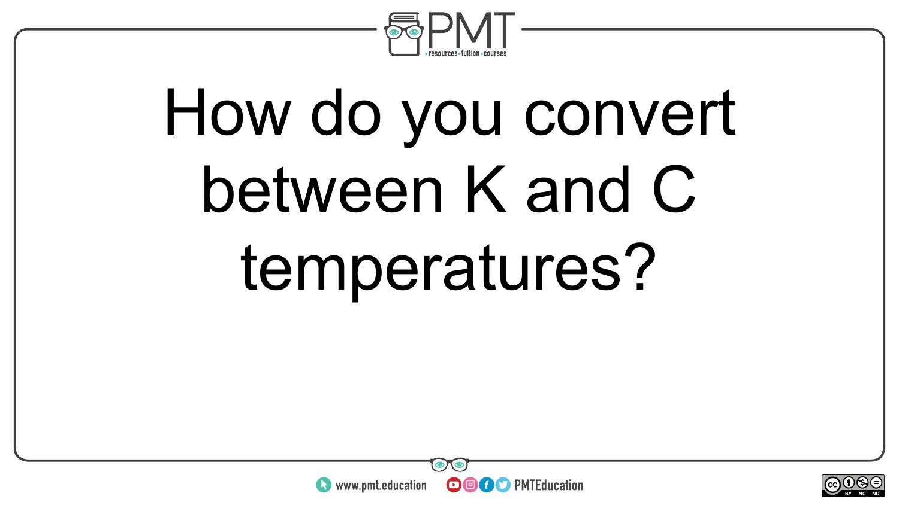How do you convert between K and C temperatures?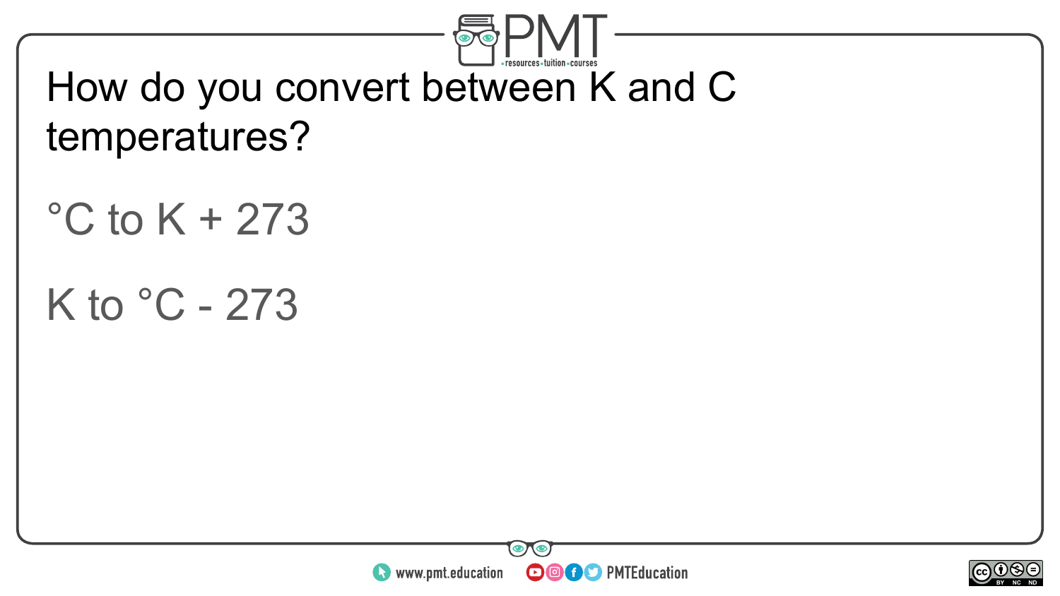How do you convert between K and C temperatures?

°C to K + 273

K to °C - 273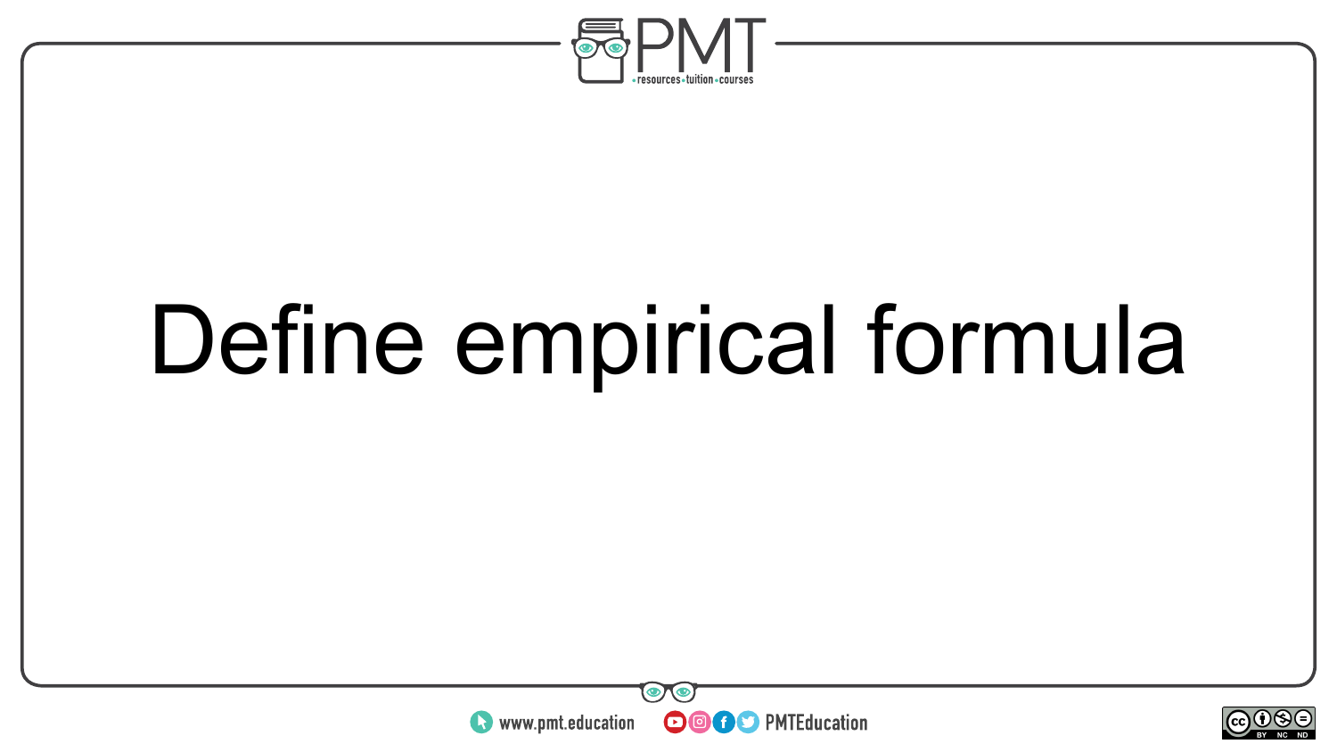# Define empirical formula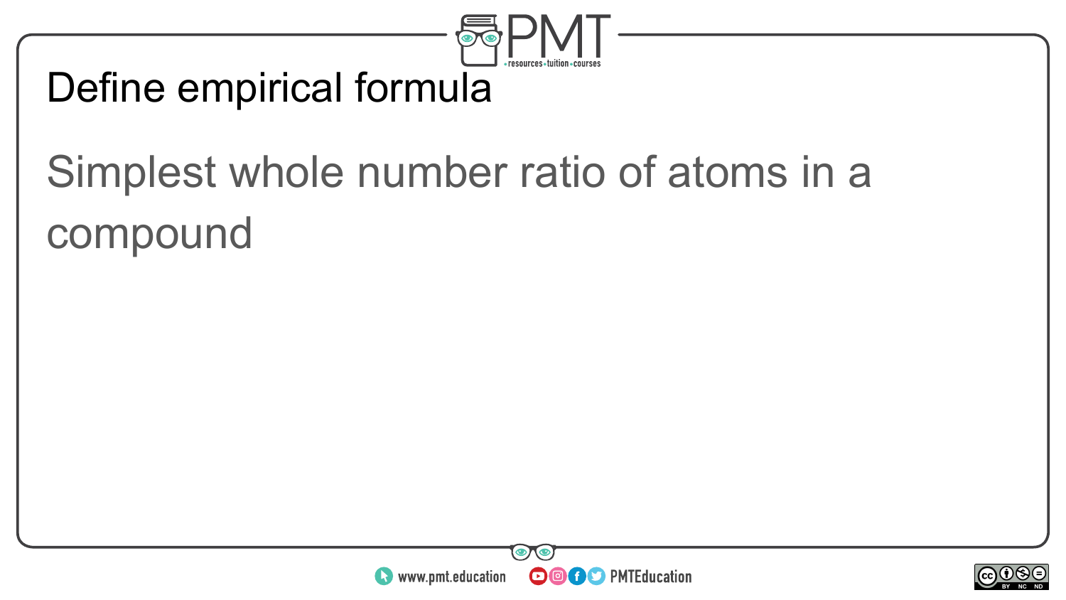# Define empirical formula

Simplest whole number ratio of atoms in a compound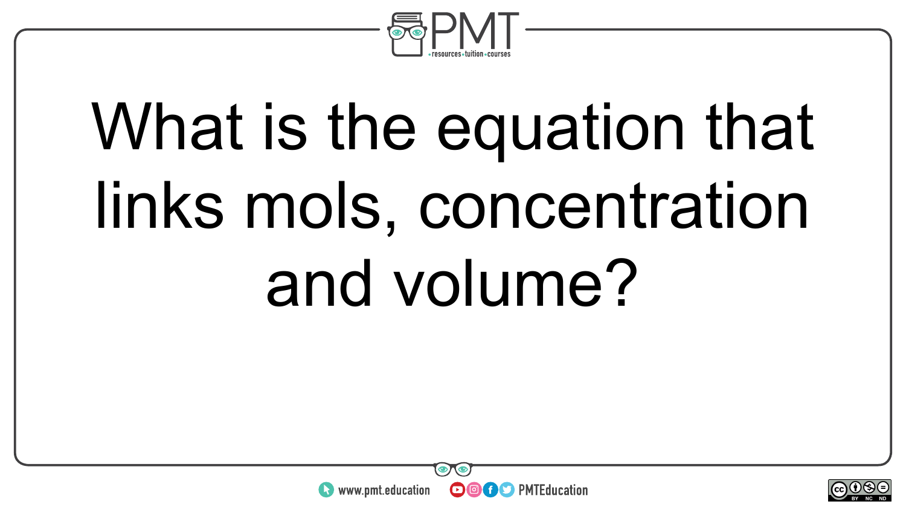What is the equation that links mols, concentration and volume?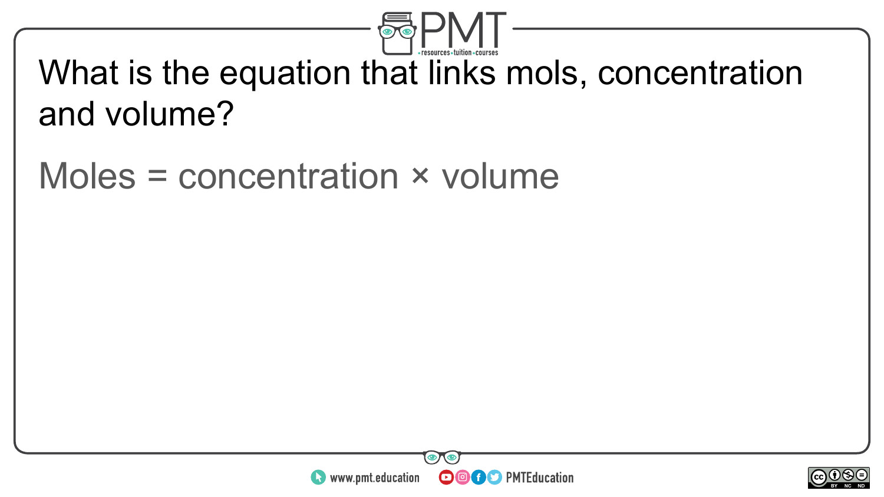What is the equation that links mols, concentration and volume?

Moles = concentration × volume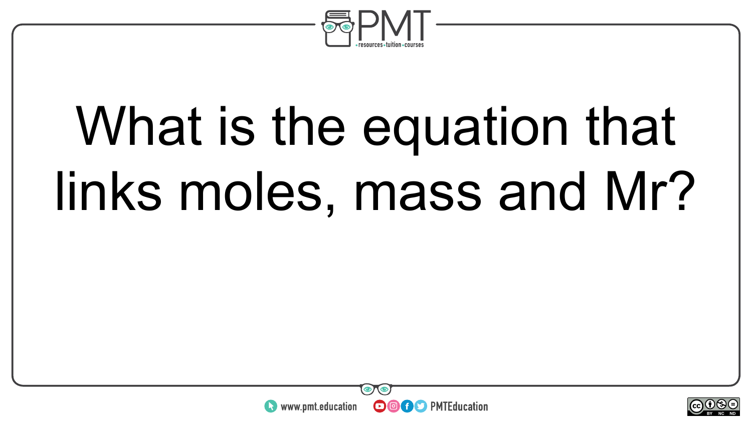What is the equation that links moles, mass and Mr?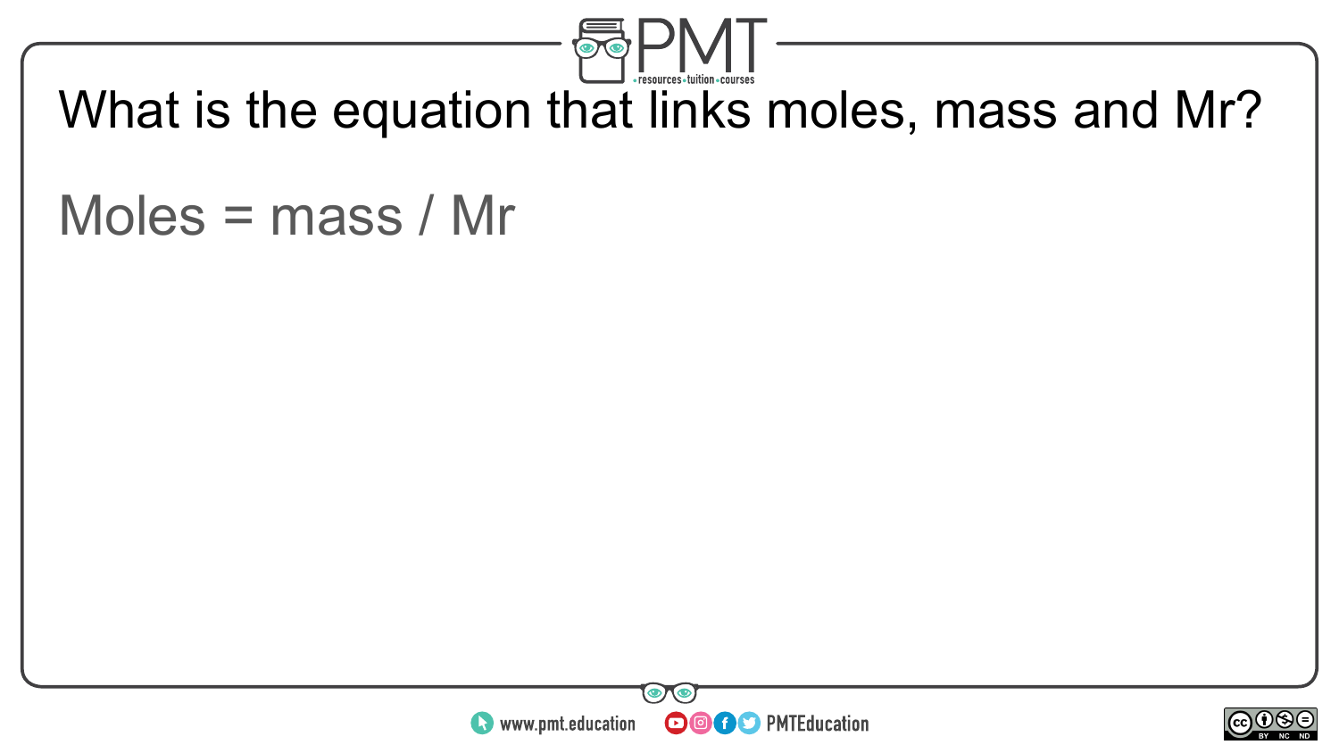What is the equation that links moles, mass and Mr?

Moles = mass / Mr